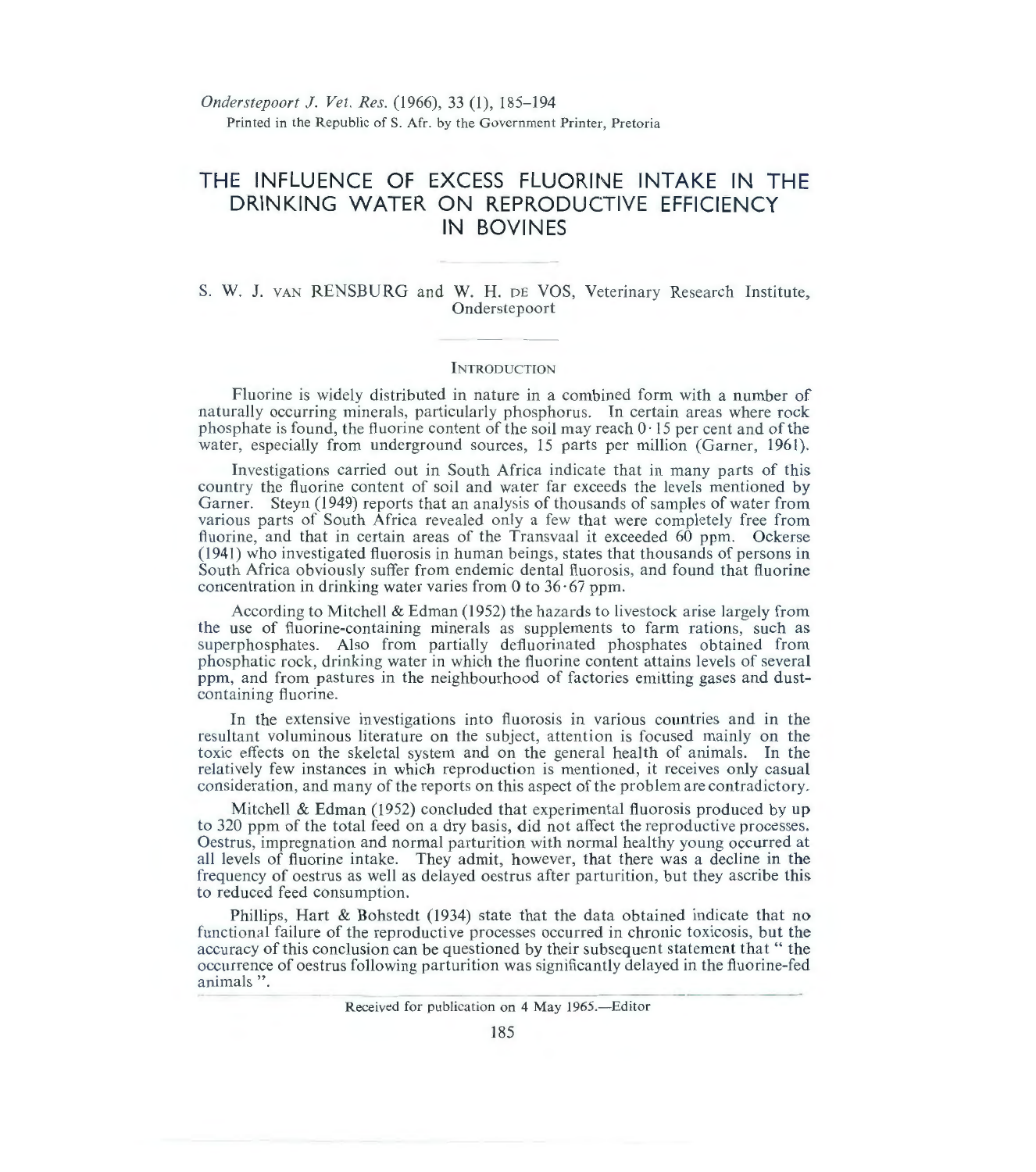# THE INFLUENCE OF EXCESS FLUORINE INTAKE IN THE DRINKING WATER ON REPRODUCTIVE EFFICIENCY IN BOVINES

S. W. J. VAN RENSBURG and W. H. DE VOS, Veterinary Research Institute, Onderstepoort

## INTRODUCTION

Fluorine is widely distributed in nature in a combined form with a number of naturally occurring minerals, particularly phosphorus. In certain areas where rock phosphate is found, the fluorine content of the soil may reach 0·15 per cent and of the water, especially from underground sources, 15 parts per million (Garner, 1961).

Investigations carried out in South Africa indicate that in many parts of this country the fluorine content of soil and water far exceeds the levels mentioned by Garner. Steyn (1949) reports that an analysis of thousands of samples of water from various parts of South Africa revealed only a few that were completely free from fluorine, and that in certain areas of the Transvaal it exceeded 60 ppm. Ockerse (1941) who investigated fluorosis in human beings, states that thousands of persons in South Africa obviously suffer from endemic dental fluorosis, and found that fluorine concentration in drinking water varies from 0 to 36·67 ppm.

According to Mitchell & Edman (1952) the hazards to livestock arise largely from the use of fluorine-containing minerals as supplements to farm rations, such as superphosphates. Also from partially defluorinated phosphates obtained from phosphatic rock, drinking water in which the fluorine content attains levels of several ppm, and from pastures in the neighbourhood of factories emitting gases and dust-containing fluorine.

In the extensive investigations into fluorosis in various countries and in the resultant voluminous literature on the subject, attention is focused mainly on the toxic effects on the skeletal system and on the general health of animals. In the relatively few instances in which reproduction is mentioned, it receives only casual consideration, and many of the reports on this aspect of the problem are contradictory.

Mitchell & Edman (1952) concluded that experimental fluorosis produced by up to 320 ppm of the total feed on a dry basis, did not affect the reproductive processes. Oestrus, impregnation and normal parturition with normal healthy young occurred at all levels of fluorine intake. They admit, however, that there was a decline in the frequency of oestrus as well as delayed oestrus after parturition, but they ascribe this to reduced feed consumption.

Phillips, Hart & Bohstedt (1934) state that the data obtained indicate that no functional failure of the reproductive processes occurred in chronic toxicosis, but the accuracy of this conclusion can be questioned by their subsequent statement that " the occurrence of oestrus following parturition was significantly delayed in the fluorine-fed animals ".

Received for publication on 4 May 1965.—Editor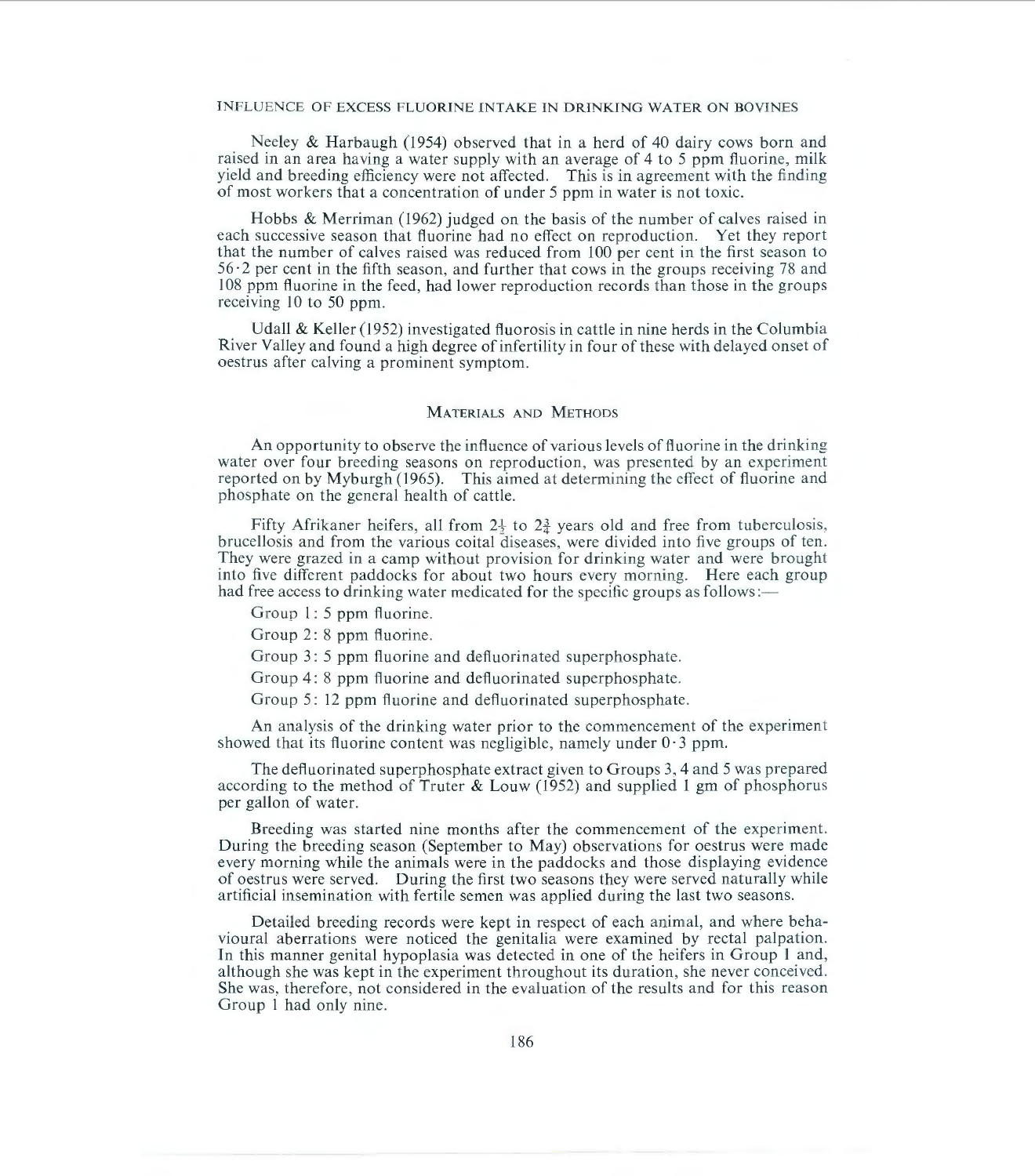Neeley & Harbaugh (1954) observed that in a herd of 40 dairy cows born and raised in an area having a water supply with an average of 4 to 5 ppm fluorine, milk yield and breeding efficiency were not affected. This is in agreement with the finding of most workers that a concentration of under 5 ppm in water is not toxic.

Hobbs & Merriman (1962) judged on the basis of the number of calves raised in each successive season that fluorine had no effect on reproduction. Yet they report that the number of calves raised was reduced from 100 per cent in the first season to 56·2 per cent in the fifth season, and further that cows in the groups receiving 78 and 108 ppm fluorine in the feed, had lower reproduction records than those in the groups receiving 10 to 50 ppm.

Udall & Keller (1952) investigated fluorosis in cattle in nine herds in the Columbia River Valley and found a high degree of infertility in four of these with delayed onset of oestrus after calving a prominent symptom.

## Materials and Methods

An opportunity to observe the influence of various levels of fluorine in the drinking water over four breeding seasons on reproduction, was presented by an experiment reported on by Myburgh (1965). This aimed at determining the effect of fluorine and phosphate on the general health of cattle.

Fifty Afrikaner heifers, all from $2\frac{1}{2}$ to $2\frac{3}{4}$ years old and free from tuberculosis, brucellosis and from the various coital diseases, were divided into five groups of ten. They were grazed in a camp without provision for drinking water and were brought into five different paddocks for about two hours every morning. Here each group had free access to drinking water medicated for the specific groups as follows:—

Group 1: 5 ppm fluorine.

Group 2: 8 ppm fluorine.

Group 3: 5 ppm fluorine and defluorinated superphosphate.

Group 4: 8 ppm fluorine and defluorinated superphosphate.

Group 5: 12 ppm fluorine and defluorinated superphosphate.

An analysis of the drinking water prior to the commencement of the experiment showed that its fluorine content was negligible, namely under 0·3 ppm.

The defluorinated superphosphate extract given to Groups 3, 4 and 5 was prepared according to the method of Truter & Louw (1952) and supplied 1 gm of phosphorus per gallon of water.

Breeding was started nine months after the commencement of the experiment. During the breeding season (September to May) observations for oestrus were made every morning while the animals were in the paddocks and those displaying evidence of oestrus were served. During the first two seasons they were served naturally while artificial insemination with fertile semen was applied during the last two seasons.

Detailed breeding records were kept in respect of each animal, and where behavioural aberrations were noticed the genitalia were examined by rectal palpation. In this manner genital hypoplasia was detected in one of the heifers in Group 1 and, although she was kept in the experiment throughout its duration, she never conceived. She was, therefore, not considered in the evaluation of the results and for this reason Group 1 had only nine.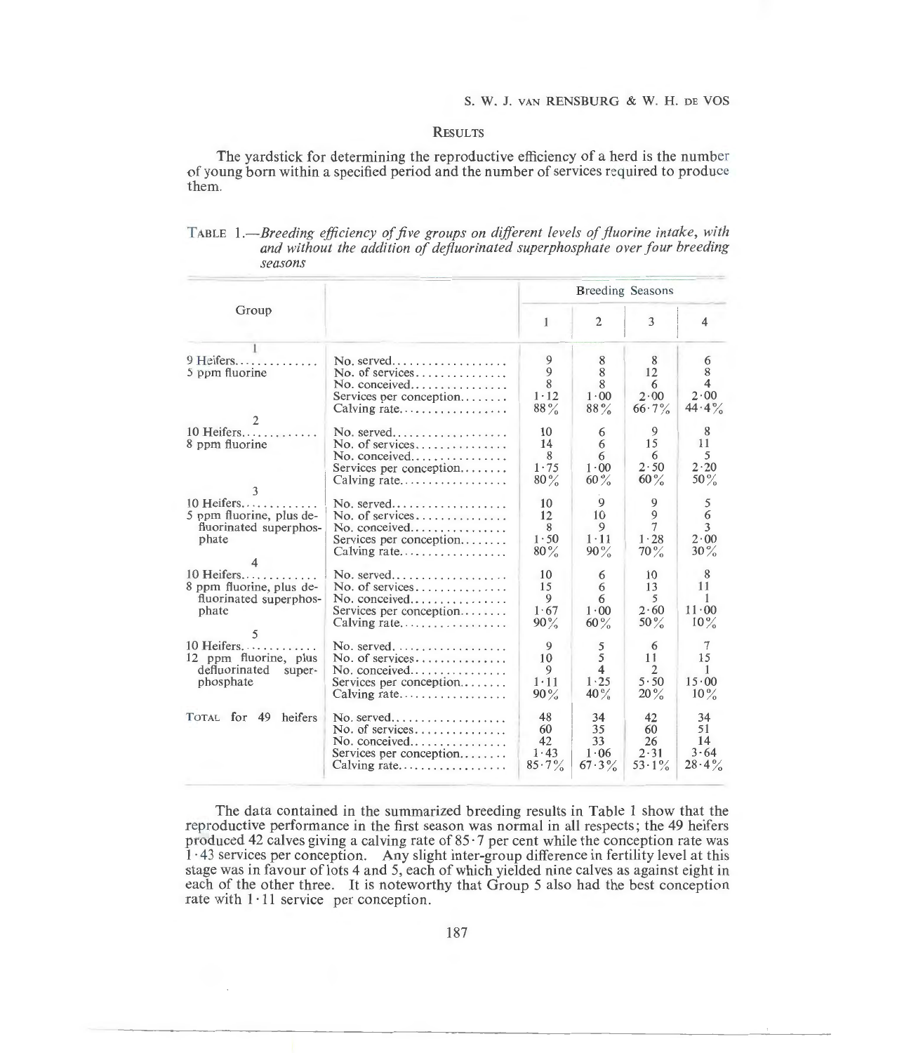## Results

The yardstick for determining the reproductive efficiency of a herd is the number of young born within a specified period and the number of services required to produce them.

TABLE 1.—*Breeding efficiency of five groups on different levels of fluorine intake, with and without the addition of defluorinated superphosphate over four breeding seasons*

| Group | | Breeding Seasons | | | |
|---|---|---|---|---|---|
| | | 1 | 2 | 3 | 4 |
| **1** 9 Heifers, 5 ppm fluorine | No. served | 9 | 8 | 8 | 6 |
| | No. of services | 9 | 8 | 12 | 8 |
| | No. conceived | 8 | 8 | 6 | 4 |
| | Services per conception | 1·12 | 1·00 | 2·00 | 2·00 |
| | Calving rate | 88% | 88% | 66·7% | 44·4% |
| **2** 10 Heifers, 8 ppm fluorine | No. served | 10 | 6 | 9 | 8 |
| | No. of services | 14 | 6 | 15 | 11 |
| | No. conceived | 8 | 6 | 6 | 5 |
| | Services per conception | 1·75 | 1·00 | 2·50 | 2·20 |
| | Calving rate | 80% | 60% | 60% | 50% |
| **3** 10 Heifers, 5 ppm fluorine, plus defluorinated superphosphate | No. served | 10 | 9 | 9 | 5 |
| | No. of services | 12 | 10 | 9 | 6 |
| | No. conceived | 8 | 9 | 7 | 3 |
| | Services per conception | 1·50 | 1·11 | 1·28 | 2·00 |
| | Calving rate | 80% | 90% | 70% | 30% |
| **4** 10 Heifers, 8 ppm fluorine, plus defluorinated superphosphate | No. served | 10 | 6 | 10 | 8 |
| | No. of services | 15 | 6 | 13 | 11 |
| | No. conceived | 9 | 6 | 5 | 1 |
| | Services per conception | 1·67 | 1·00 | 2·60 | 11·00 |
| | Calving rate | 90% | 60% | 50% | 10% |
| **5** 10 Heifers, 12 ppm fluorine, plus defluorinated superphosphate | No. served | 9 | 5 | 6 | 7 |
| | No. of services | 10 | 5 | 11 | 15 |
| | No. conceived | 9 | 4 | 2 | 1 |
| | Services per conception | 1·11 | 1·25 | 5·50 | 15·00 |
| | Calving rate | 90% | 40% | 20% | 10% |
| TOTAL for 49 heifers | No. served | 48 | 34 | 42 | 34 |
| | No. of services | 60 | 35 | 60 | 51 |
| | No. conceived | 42 | 33 | 26 | 14 |
| | Services per conception | 1·43 | 1·06 | 2·31 | 3·64 |
| | Calving rate | 85·7% | 67·3% | 53·1% | 28·4% |

The data contained in the summarized breeding results in Table 1 show that the reproductive performance in the first season was normal in all respects; the 49 heifers produced 42 calves giving a calving rate of 85·7 per cent while the conception rate was 1·43 services per conception. Any slight inter-group difference in fertility level at this stage was in favour of lots 4 and 5, each of which yielded nine calves as against eight in each of the other three. It is noteworthy that Group 5 also had the best conception rate with 1·11 service per conception.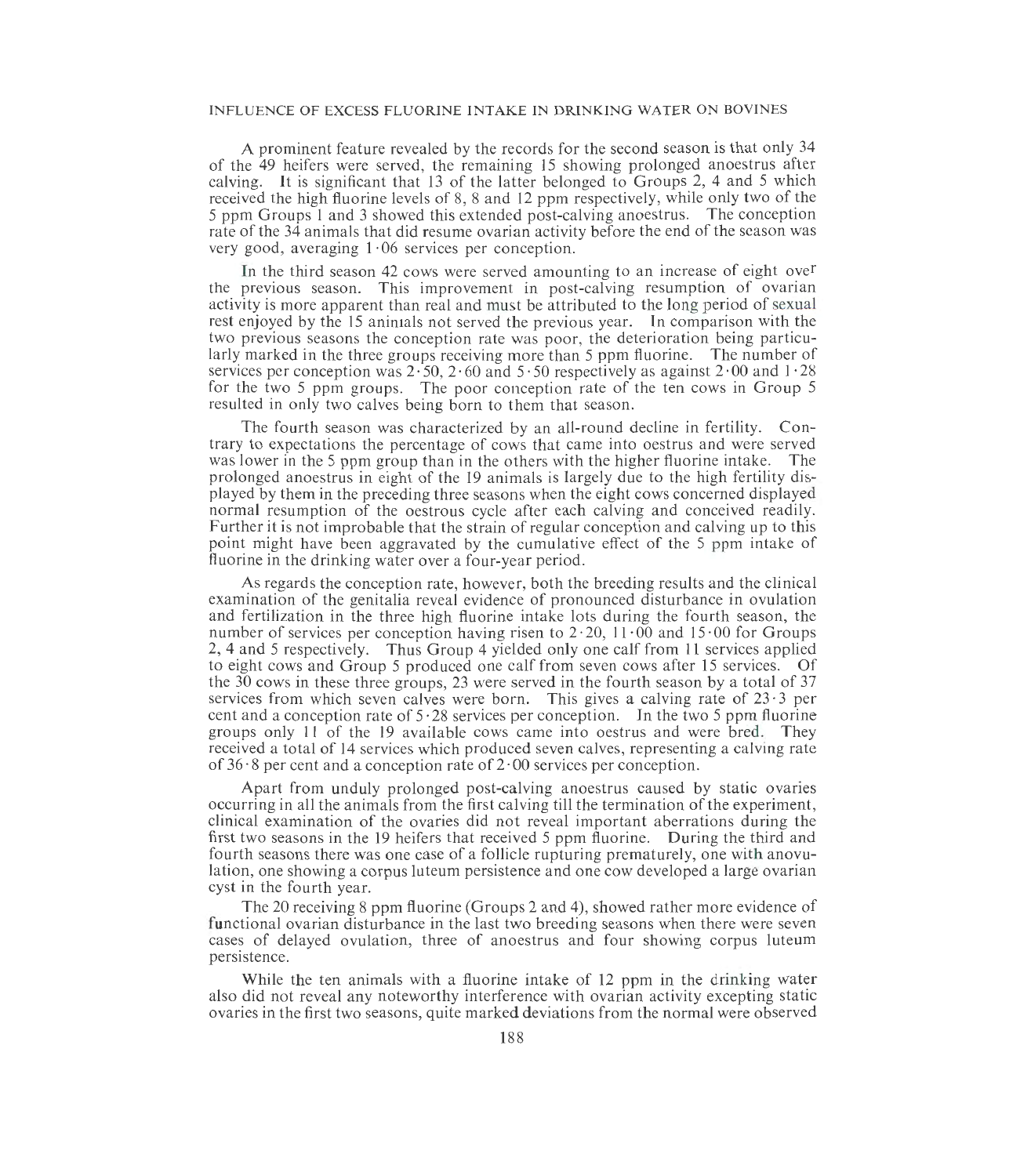A prominent feature revealed by the records for the second season is that only 34 of the 49 heifers were served, the remaining 15 showing prolonged anoestrus after calving. It is significant that 13 of the latter belonged to Groups 2, 4 and 5 which received the high fluorine levels of 8, 8 and 12 ppm respectively, while only two of the 5 ppm Groups 1 and 3 showed this extended post-calving anoestrus. The conception rate of the 34 animals that did resume ovarian activity before the end of the season was very good, averaging 1·06 services per conception.

In the third season 42 cows were served amounting to an increase of eight over the previous season. This improvement in post-calving resumption of ovarian activity is more apparent than real and must be attributed to the long period of sexual rest enjoyed by the 15 animals not served the previous year. In comparison with the two previous seasons the conception rate was poor, the deterioration being particularly marked in the three groups receiving more than 5 ppm fluorine. The number of services per conception was 2·50, 2·60 and 5·50 respectively as against 2·00 and 1·28 for the two 5 ppm groups. The poor conception rate of the ten cows in Group 5 resulted in only two calves being born to them that season.

The fourth season was characterized by an all-round decline in fertility. Contrary to expectations the percentage of cows that came into oestrus and were served was lower in the 5 ppm group than in the others with the higher fluorine intake. The prolonged anoestrus in eight of the 19 animals is largely due to the high fertility displayed by them in the preceding three seasons when the eight cows concerned displayed normal resumption of the oestrous cycle after each calving and conceived readily. Further it is not improbable that the strain of regular conception and calving up to this point might have been aggravated by the cumulative effect of the 5 ppm intake of fluorine in the drinking water over a four-year period.

As regards the conception rate, however, both the breeding results and the clinical examination of the genitalia reveal evidence of pronounced disturbance in ovulation and fertilization in the three high fluorine intake lots during the fourth season, the number of services per conception having risen to 2·20, 11·00 and 15·00 for Groups 2, 4 and 5 respectively. Thus Group 4 yielded only one calf from 11 services applied to eight cows and Group 5 produced one calf from seven cows after 15 services. Of the 30 cows in these three groups, 23 were served in the fourth season by a total of 37 services from which seven calves were born. This gives a calving rate of 23·3 per cent and a conception rate of 5·28 services per conception. In the two 5 ppm fluorine groups only 11 of the 19 available cows came into oestrus and were bred. They received a total of 14 services which produced seven calves, representing a calving rate of 36·8 per cent and a conception rate of 2·00 services per conception.

Apart from unduly prolonged post-calving anoestrus caused by static ovaries occurring in all the animals from the first calving till the termination of the experiment, clinical examination of the ovaries did not reveal important aberrations during the first two seasons in the 19 heifers that received 5 ppm fluorine. During the third and fourth seasons there was one case of a follicle rupturing prematurely, one with anovulation, one showing a corpus luteum persistence and one cow developed a large ovarian cyst in the fourth year.

The 20 receiving 8 ppm fluorine (Groups 2 and 4), showed rather more evidence of functional ovarian disturbance in the last two breeding seasons when there were seven cases of delayed ovulation, three of anoestrus and four showing corpus luteum persistence.

While the ten animals with a fluorine intake of 12 ppm in the drinking water also did not reveal any noteworthy interference with ovarian activity excepting static ovaries in the first two seasons, quite marked deviations from the normal were observed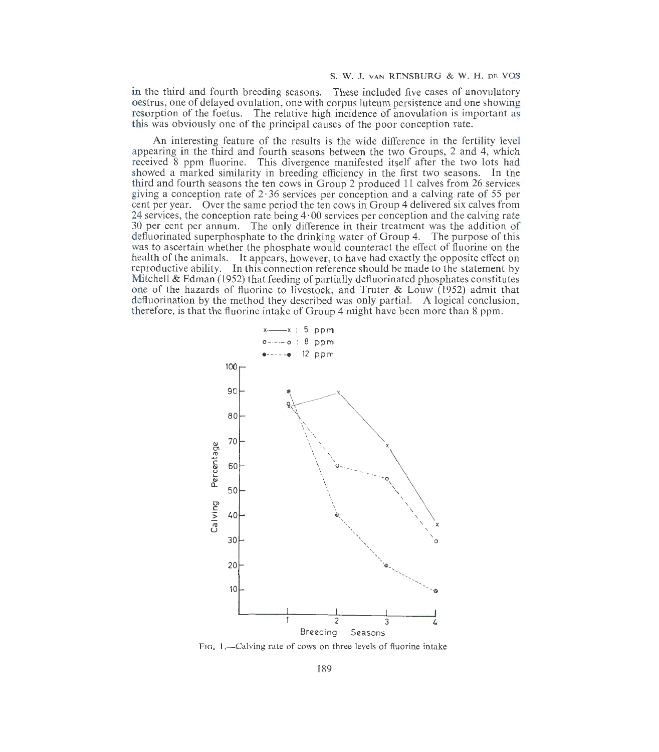in the third and fourth breeding seasons. These included five cases of anovulatory oestrus, one of delayed ovulation, one with corpus luteum persistence and one showing resorption of the foetus. The relative high incidence of anovulation is important as this was obviously one of the principal causes of the poor conception rate.

An interesting feature of the results is the wide difference in the fertility level appearing in the third and fourth seasons between the two Groups, 2 and 4, which received 8 ppm fluorine. This divergence manifested itself after the two lots had showed a marked similarity in breeding efficiency in the first two seasons. In the third and fourth seasons the ten cows in Group 2 produced 11 calves from 26 services giving a conception rate of 2·36 services per conception and a calving rate of 55 per cent per year. Over the same period the ten cows in Group 4 delivered six calves from 24 services, the conception rate being 4·00 services per conception and the calving rate 30 per cent per annum. The only difference in their treatment was the addition of defluorinated superphosphate to the drinking water of Group 4. The purpose of this was to ascertain whether the phosphate would counteract the effect of fluorine on the health of the animals. It appears, however, to have had exactly the opposite effect on reproductive ability. In this connection reference should be made to the statement by Mitchell & Edman (1952) that feeding of partially defluorinated phosphates constitutes one of the hazards of fluorine to livestock, and Truter & Louw (1952) admit that defluorination by the method they described was only partial. A logical conclusion, therefore, is that the fluorine intake of Group 4 might have been more than 8 ppm.

FIG. 1.—Calving rate of cows on three levels of fluorine intake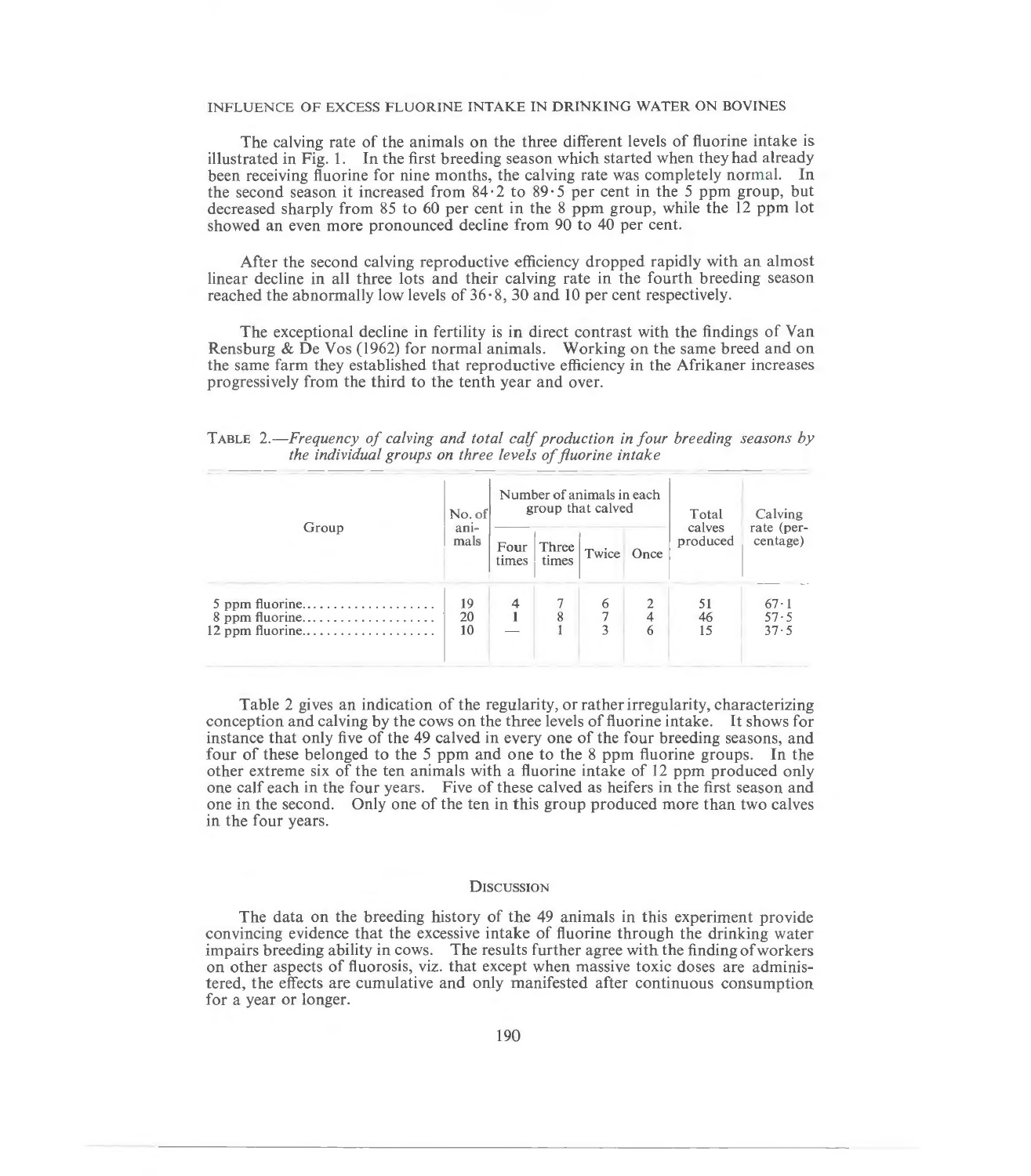The calving rate of the animals on the three different levels of fluorine intake is illustrated in Fig. 1. In the first breeding season which started when they had already been receiving fluorine for nine months, the calving rate was completely normal. In the second season it increased from 84·2 to 89·5 per cent in the 5 ppm group, but decreased sharply from 85 to 60 per cent in the 8 ppm group, while the 12 ppm lot showed an even more pronounced decline from 90 to 40 per cent.

After the second calving reproductive efficiency dropped rapidly with an almost linear decline in all three lots and their calving rate in the fourth breeding season reached the abnormally low levels of 36·8, 30 and 10 per cent respectively.

The exceptional decline in fertility is in direct contrast with the findings of Van Rensburg & De Vos (1962) for normal animals. Working on the same breed and on the same farm they established that reproductive efficiency in the Afrikaner increases progressively from the third to the tenth year and over.

TABLE 2.—*Frequency of calving and total calf production in four breeding seasons by the individual groups on three levels of fluorine intake*

| Group | No. of animals | Number of animals in each group that calved | | | | Total calves produced | Calving rate (percentage) |
|---|---|---|---|---|---|---|---|
| | | Four times | Three times | Twice | Once | | |
| 5 ppm fluorine.................... | 19 | 4 | 7 | 6 | 2 | 51 | 67·1 |
| 8 ppm fluorine.................... | 20 | 1 | 8 | 7 | 4 | 46 | 57·5 |
| 12 ppm fluorine.................... | 10 | — | 1 | 3 | 6 | 15 | 37·5 |

Table 2 gives an indication of the regularity, or rather irregularity, characterizing conception and calving by the cows on the three levels of fluorine intake. It shows for instance that only five of the 49 calved in every one of the four breeding seasons, and four of these belonged to the 5 ppm and one to the 8 ppm fluorine groups. In the other extreme six of the ten animals with a fluorine intake of 12 ppm produced only one calf each in the four years. Five of these calved as heifers in the first season and one in the second. Only one of the ten in this group produced more than two calves in the four years.

## DISCUSSION

The data on the breeding history of the 49 animals in this experiment provide convincing evidence that the excessive intake of fluorine through the drinking water impairs breeding ability in cows. The results further agree with the finding of workers on other aspects of fluorosis, viz. that except when massive toxic doses are administered, the effects are cumulative and only manifested after continuous consumption for a year or longer.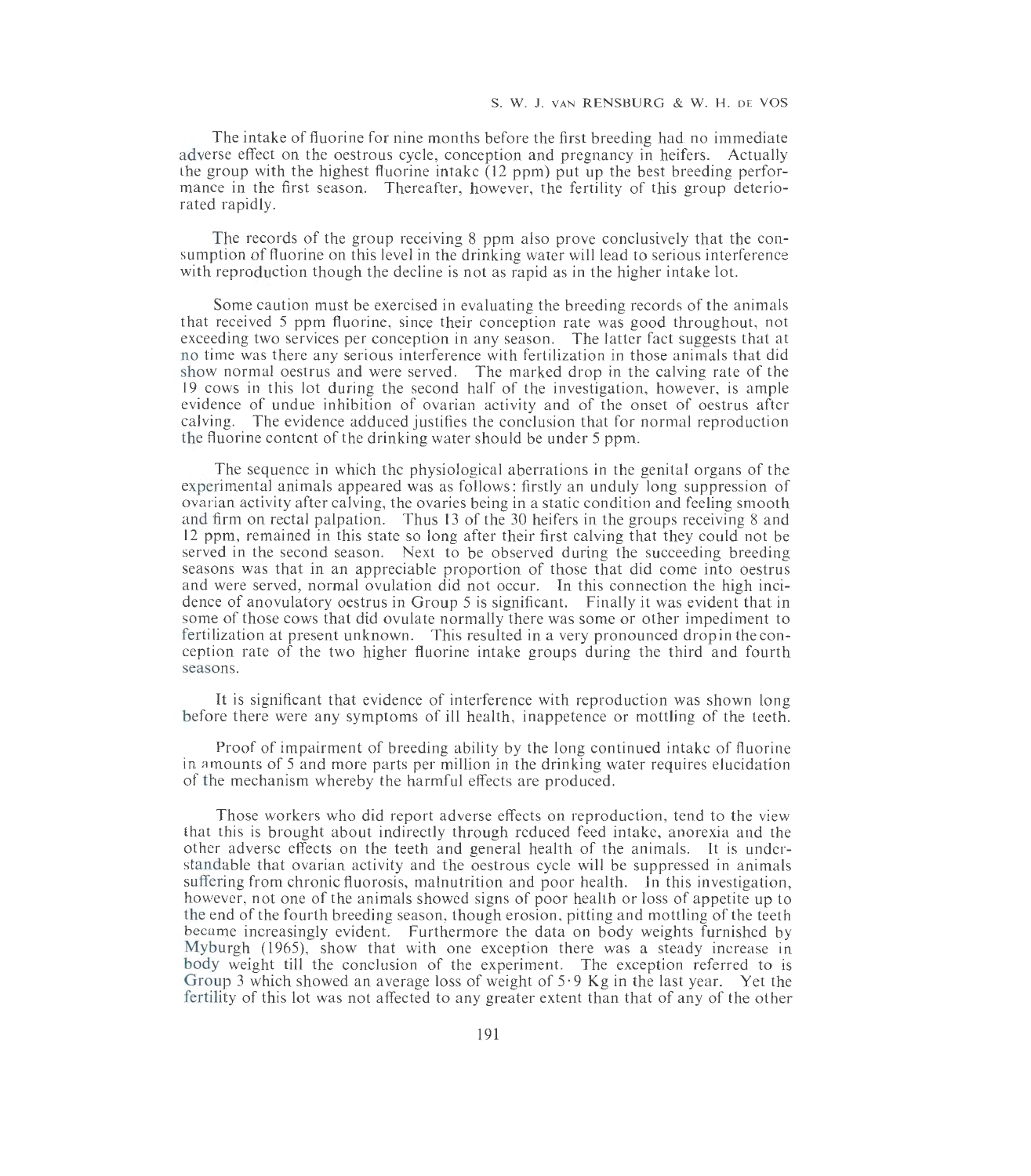The intake of fluorine for nine months before the first breeding had no immediate adverse effect on the oestrous cycle, conception and pregnancy in heifers. Actually the group with the highest fluorine intake (12 ppm) put up the best breeding performance in the first season. Thereafter, however, the fertility of this group deteriorated rapidly.

The records of the group receiving 8 ppm also prove conclusively that the consumption of fluorine on this level in the drinking water will lead to serious interference with reproduction though the decline is not as rapid as in the higher intake lot.

Some caution must be exercised in evaluating the breeding records of the animals that received 5 ppm fluorine, since their conception rate was good throughout, not exceeding two services per conception in any season. The latter fact suggests that at no time was there any serious interference with fertilization in those animals that did show normal oestrus and were served. The marked drop in the calving rate of the 19 cows in this lot during the second half of the investigation, however, is ample evidence of undue inhibition of ovarian activity and of the onset of oestrus after calving. The evidence adduced justifies the conclusion that for normal reproduction the fluorine content of the drinking water should be under 5 ppm.

The sequence in which the physiological aberrations in the genital organs of the experimental animals appeared was as follows: firstly an unduly long suppression of ovarian activity after calving, the ovaries being in a static condition and feeling smooth and firm on rectal palpation. Thus 13 of the 30 heifers in the groups receiving 8 and 12 ppm, remained in this state so long after their first calving that they could not be served in the second season. Next to be observed during the succeeding breeding seasons was that in an appreciable proportion of those that did come into oestrus and were served, normal ovulation did not occur. In this connection the high incidence of anovulatory oestrus in Group 5 is significant. Finally it was evident that in some of those cows that did ovulate normally there was some or other impediment to fertilization at present unknown. This resulted in a very pronounced drop in the conception rate of the two higher fluorine intake groups during the third and fourth seasons.

It is significant that evidence of interference with reproduction was shown long before there were any symptoms of ill health, inappetence or mottling of the teeth.

Proof of impairment of breeding ability by the long continued intake of fluorine in amounts of 5 and more parts per million in the drinking water requires elucidation of the mechanism whereby the harmful effects are produced.

Those workers who did report adverse effects on reproduction, tend to the view that this is brought about indirectly through reduced feed intake, anorexia and the other adverse effects on the teeth and general health of the animals. It is understandable that ovarian activity and the oestrous cycle will be suppressed in animals suffering from chronic fluorosis, malnutrition and poor health. In this investigation, however, not one of the animals showed signs of poor health or loss of appetite up to the end of the fourth breeding season, though erosion, pitting and mottling of the teeth became increasingly evident. Furthermore the data on body weights furnished by Myburgh (1965), show that with one exception there was a steady increase in body weight till the conclusion of the experiment. The exception referred to is Group 3 which showed an average loss of weight of 5·9 Kg in the last year. Yet the fertility of this lot was not affected to any greater extent than that of any of the other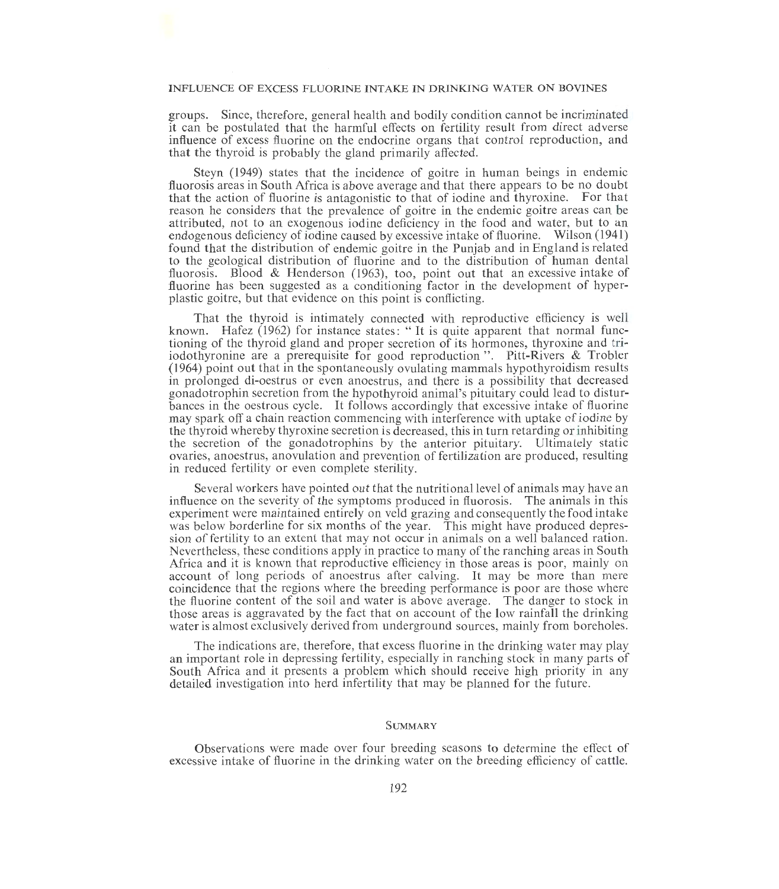groups. Since, therefore, general health and bodily condition cannot be incriminated it can be postulated that the harmful effects on fertility result from direct adverse influence of excess fluorine on the endocrine organs that control reproduction, and that the thyroid is probably the gland primarily affected.

Steyn (1949) states that the incidence of goitre in human beings in endemic fluorosis areas in South Africa is above average and that there appears to be no doubt that the action of fluorine is antagonistic to that of iodine and thyroxine. For that reason he considers that the prevalence of goitre in the endemic goitre areas can be attributed, not to an exogenous iodine deficiency in the food and water, but to an endogenous deficiency of iodine caused by excessive intake of fluorine. Wilson (1941) found that the distribution of endemic goitre in the Punjab and in England is related to the geological distribution of fluorine and to the distribution of human dental fluorosis. Blood & Henderson (1963), too, point out that an excessive intake of fluorine has been suggested as a conditioning factor in the development of hyperplastic goitre, but that evidence on this point is conflicting.

That the thyroid is intimately connected with reproductive efficiency is well known. Hafez (1962) for instance states: " It is quite apparent that normal functioning of the thyroid gland and proper secretion of its hormones, thyroxine and tri-iodothyronine are a prerequisite for good reproduction ". Pitt-Rivers & Trobler (1964) point out that in the spontaneously ovulating mammals hypothyroidism results in prolonged di-oestrus or even anoestrus, and there is a possibility that decreased gonadotrophin secretion from the hypothyroid animal's pituitary could lead to disturbances in the oestrous cycle. It follows accordingly that excessive intake of fluorine may spark off a chain reaction commencing with interference with uptake of iodine by the thyroid whereby thyroxine secretion is decreased, this in turn retarding or inhibiting the secretion of the gonadotrophins by the anterior pituitary. Ultimately static ovaries, anoestrus, anovulation and prevention of fertilization are produced, resulting in reduced fertility or even complete sterility.

Several workers have pointed out that the nutritional level of animals may have an influence on the severity of the symptoms produced in fluorosis. The animals in this experiment were maintained entirely on veld grazing and consequently the food intake was below borderline for six months of the year. This might have produced depression of fertility to an extent that may not occur in animals on a well balanced ration. Nevertheless, these conditions apply in practice to many of the ranching areas in South Africa and it is known that reproductive efficiency in those areas is poor, mainly on account of long periods of anoestrus after calving. It may be more than mere coincidence that the regions where the breeding performance is poor are those where the fluorine content of the soil and water is above average. The danger to stock in those areas is aggravated by the fact that on account of the low rainfall the drinking water is almost exclusively derived from underground sources, mainly from boreholes.

The indications are, therefore, that excess fluorine in the drinking water may play an important role in depressing fertility, especially in ranching stock in many parts of South Africa and it presents a problem which should receive high priority in any detailed investigation into herd infertility that may be planned for the future.

## Summary

Observations were made over four breeding seasons to determine the effect of excessive intake of fluorine in the drinking water on the breeding efficiency of cattle.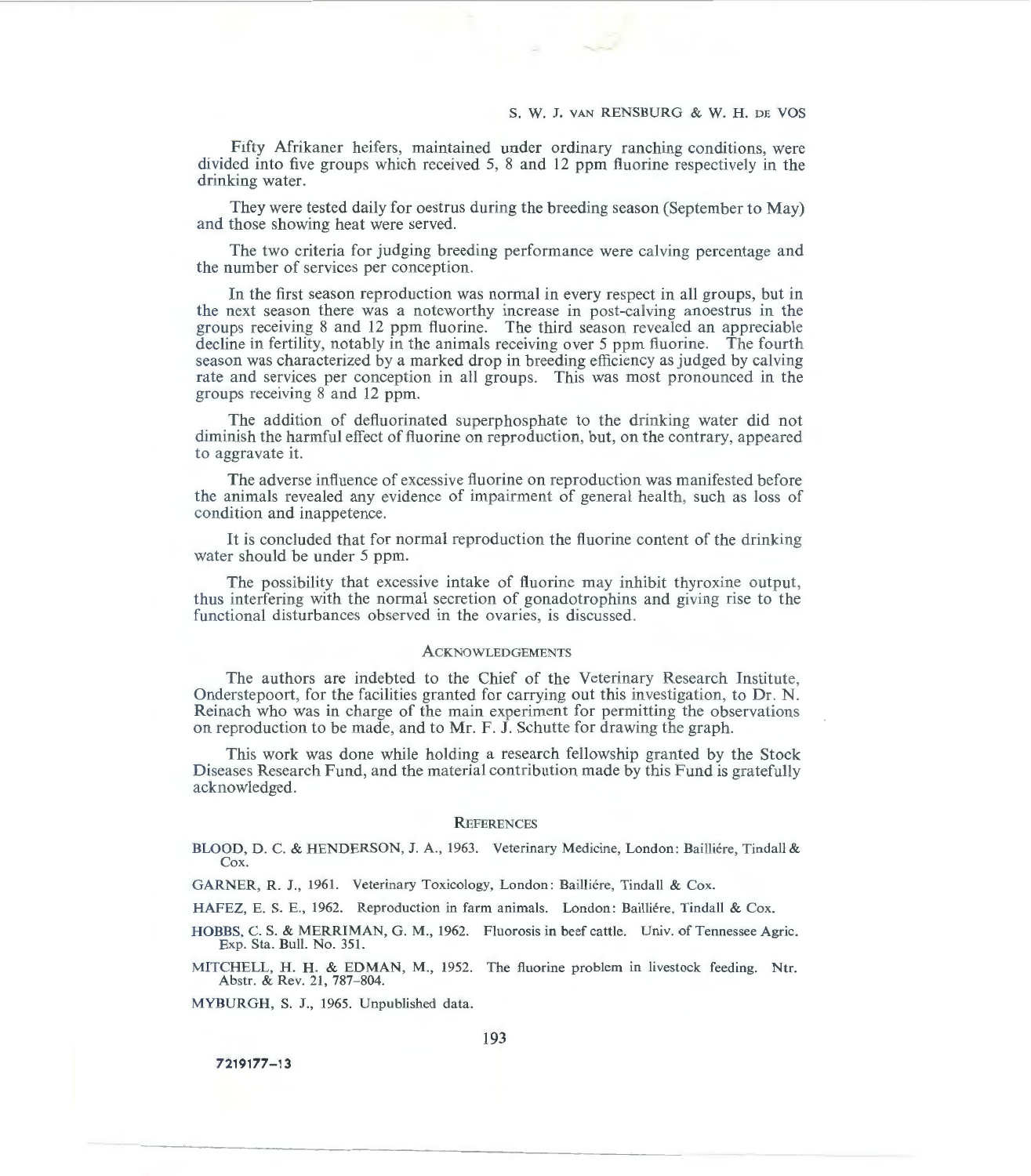Fifty Afrikaner heifers, maintained under ordinary ranching conditions, were divided into five groups which received 5, 8 and 12 ppm fluorine respectively in the drinking water.

They were tested daily for oestrus during the breeding season (September to May) and those showing heat were served.

The two criteria for judging breeding performance were calving percentage and the number of services per conception.

In the first season reproduction was normal in every respect in all groups, but in the next season there was a noteworthy increase in post-calving anoestrus in the groups receiving 8 and 12 ppm fluorine. The third season revealed an appreciable decline in fertility, notably in the animals receiving over 5 ppm fluorine. The fourth season was characterized by a marked drop in breeding efficiency as judged by calving rate and services per conception in all groups. This was most pronounced in the groups receiving 8 and 12 ppm.

The addition of defluorinated superphosphate to the drinking water did not diminish the harmful effect of fluorine on reproduction, but, on the contrary, appeared to aggravate it.

The adverse influence of excessive fluorine on reproduction was manifested before the animals revealed any evidence of impairment of general health, such as loss of condition and inappetence.

It is concluded that for normal reproduction the fluorine content of the drinking water should be under 5 ppm.

The possibility that excessive intake of fluorine may inhibit thyroxine output, thus interfering with the normal secretion of gonadotrophins and giving rise to the functional disturbances observed in the ovaries, is discussed.

## Acknowledgements

The authors are indebted to the Chief of the Veterinary Research Institute, Onderstepoort, for the facilities granted for carrying out this investigation, to Dr. N. Reinach who was in charge of the main experiment for permitting the observations on reproduction to be made, and to Mr. F. J. Schutte for drawing the graph.

This work was done while holding a research fellowship granted by the Stock Diseases Research Fund, and the material contribution made by this Fund is gratefully acknowledged.

## References

BLOOD, D. C. & HENDERSON, J. A., 1963. Veterinary Medicine, London: Baillière, Tindall & Cox.

GARNER, R. J., 1961. Veterinary Toxicology, London: Baillière, Tindall & Cox.

HAFEZ, E. S. E., 1962. Reproduction in farm animals. London: Baillière, Tindall & Cox.

HOBBS, C. S. & MERRIMAN, G. M., 1962. Fluorosis in beef cattle. Univ. of Tennessee Agric. Exp. Sta. Bull. No. 351.

MITCHELL, H. H. & EDMAN, M., 1952. The fluorine problem in livestock feeding. Ntr. Abstr. & Rev. 21, 787–804.

MYBURGH, S. J., 1965. Unpublished data.

7219177—13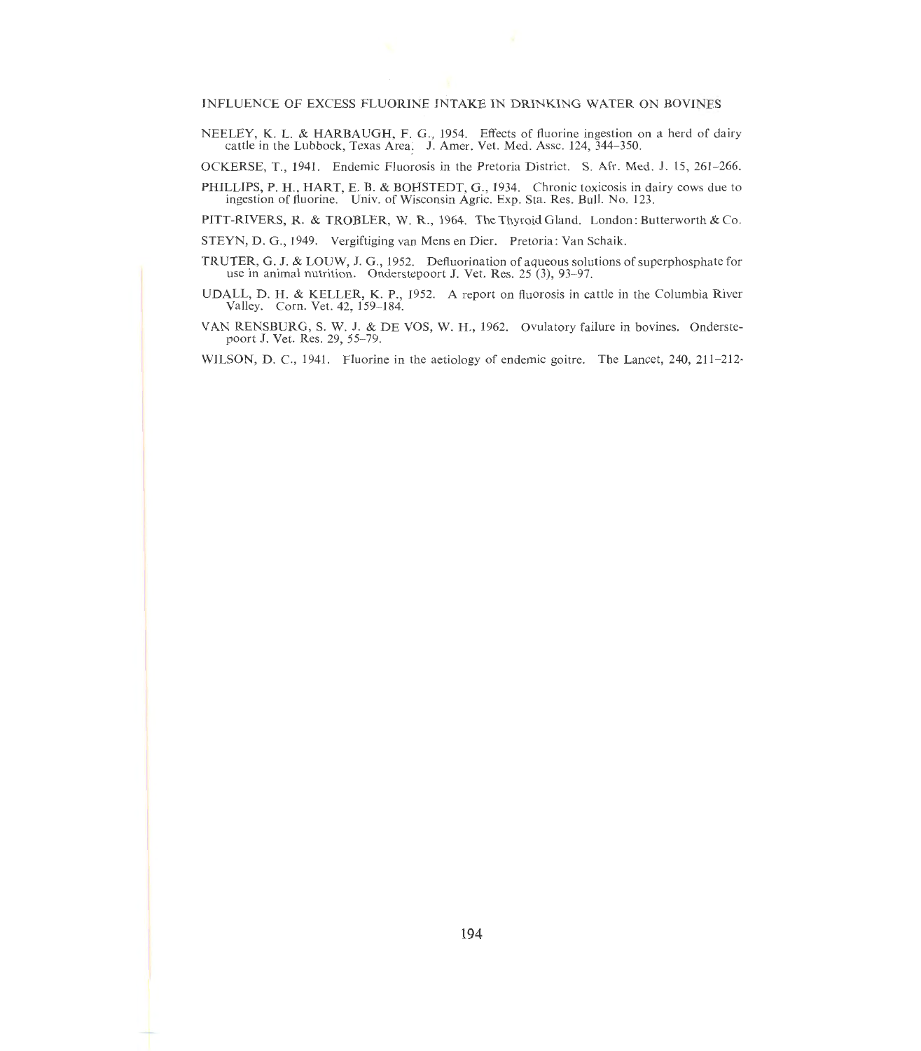NEELEY, K. L. & HARBAUGH, F. G., 1954. Effects of fluorine ingestion on a herd of dairy cattle in the Lubbock, Texas Area. J. Amer. Vet. Med. Assc. 124, 344–350.

OCKERSE, T., 1941. Endemic Fluorosis in the Pretoria District. S. Afr. Med. J. 15, 261–266.

PHILLIPS, P. H., HART, E. B. & BOHSTEDT, G., 1934. Chronic toxicosis in dairy cows due to ingestion of fluorine. Univ. of Wisconsin Agric. Exp. Sta. Res. Bull. No. 123.

PITT-RIVERS, R. & TROBLER, W. R., 1964. The Thyroid Gland. London: Butterworth & Co.

STEYN, D. G., 1949. Vergiftiging van Mens en Dier. Pretoria: Van Schaik.

TRUTER, G. J. & LOUW, J. G., 1952. Defluorination of aqueous solutions of superphosphate for use in animal nutrition. Onderstepoort J. Vet. Res. 25 (3), 93–97.

UDALL, D. H. & KELLER, K. P., 1952. A report on fluorosis in cattle in the Columbia River Valley. Corn. Vet. 42, 159–184.

VAN RENSBURG, S. W. J. & DE VOS, W. H., 1962. Ovulatory failure in bovines. Onderstepoort J. Vet. Res. 29, 55–79.

WILSON, D. C., 1941. Fluorine in the aetiology of endemic goitre. The Lancet, 240, 211–212.